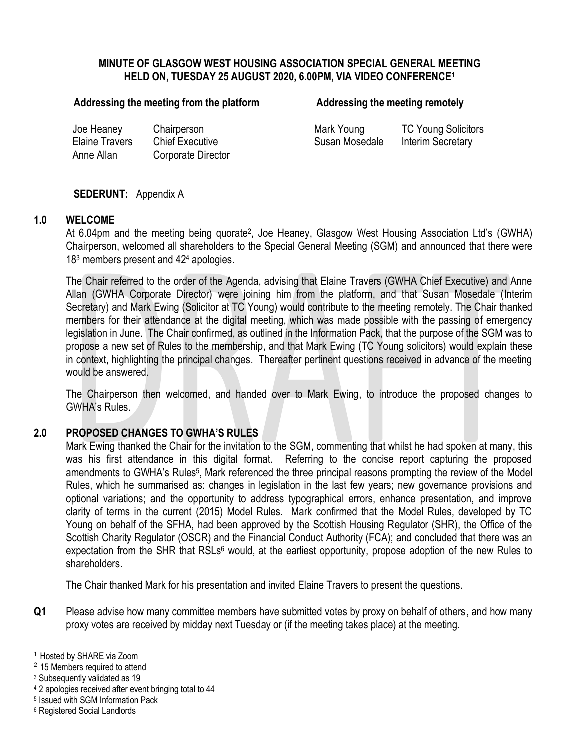# MINUTE OF GLASGOW WEST HOUSING ASSOCIATION SPECIAL GENERAL MEETING HELD ON, TUESDAY 25 AUGUST 2020, 6.00PM, VIA VIDEO CONFERENCE[1]

| **Addressing the meeting from the platform** | | **Addressing the meeting remotely** | |
|---|---|---|---|
| Joe Heaney | Chairperson | Mark Young | TC Young Solicitors |
| Elaine Travers | Chief Executive | Susan Mosedale | Interim Secretary |
| Anne Allan | Corporate Director | | |

**SEDERUNT:** Appendix A

## 1.0 WELCOME

At 6.04pm and the meeting being quorate[2], Joe Heaney, Glasgow West Housing Association Ltd's (GWHA) Chairperson, welcomed all shareholders to the Special General Meeting (SGM) and announced that there were 18[3] members present and 42[4] apologies.

The Chair referred to the order of the Agenda, advising that Elaine Travers (GWHA Chief Executive) and Anne Allan (GWHA Corporate Director) were joining him from the platform, and that Susan Mosedale (Interim Secretary) and Mark Ewing (Solicitor at TC Young) would contribute to the meeting remotely. The Chair thanked members for their attendance at the digital meeting, which was made possible with the passing of emergency legislation in June. The Chair confirmed, as outlined in the Information Pack, that the purpose of the SGM was to propose a new set of Rules to the membership, and that Mark Ewing (TC Young solicitors) would explain these in context, highlighting the principal changes. Thereafter pertinent questions received in advance of the meeting would be answered.

The Chairperson then welcomed, and handed over to Mark Ewing, to introduce the proposed changes to GWHA's Rules.

## 2.0 PROPOSED CHANGES TO GWHA'S RULES

Mark Ewing thanked the Chair for the invitation to the SGM, commenting that whilst he had spoken at many, this was his first attendance in this digital format. Referring to the concise report capturing the proposed amendments to GWHA's Rules[5], Mark referenced the three principal reasons prompting the review of the Model Rules, which he summarised as: changes in legislation in the last few years; new governance provisions and optional variations; and the opportunity to address typographical errors, enhance presentation, and improve clarity of terms in the current (2015) Model Rules. Mark confirmed that the Model Rules, developed by TC Young on behalf of the SFHA, had been approved by the Scottish Housing Regulator (SHR), the Office of the Scottish Charity Regulator (OSCR) and the Financial Conduct Authority (FCA); and concluded that there was an expectation from the SHR that RSLs[6] would, at the earliest opportunity, propose adoption of the new Rules to shareholders.

The Chair thanked Mark for his presentation and invited Elaine Travers to present the questions.

**Q1** Please advise how many committee members have submitted votes by proxy on behalf of others, and how many proxy votes are received by midday next Tuesday or (if the meeting takes place) at the meeting.

---

[1] Hosted by SHARE via Zoom
[2] 15 Members required to attend
[3] Subsequently validated as 19
[4] 2 apologies received after event bringing total to 44
[5] Issued with SGM Information Pack
[6] Registered Social Landlords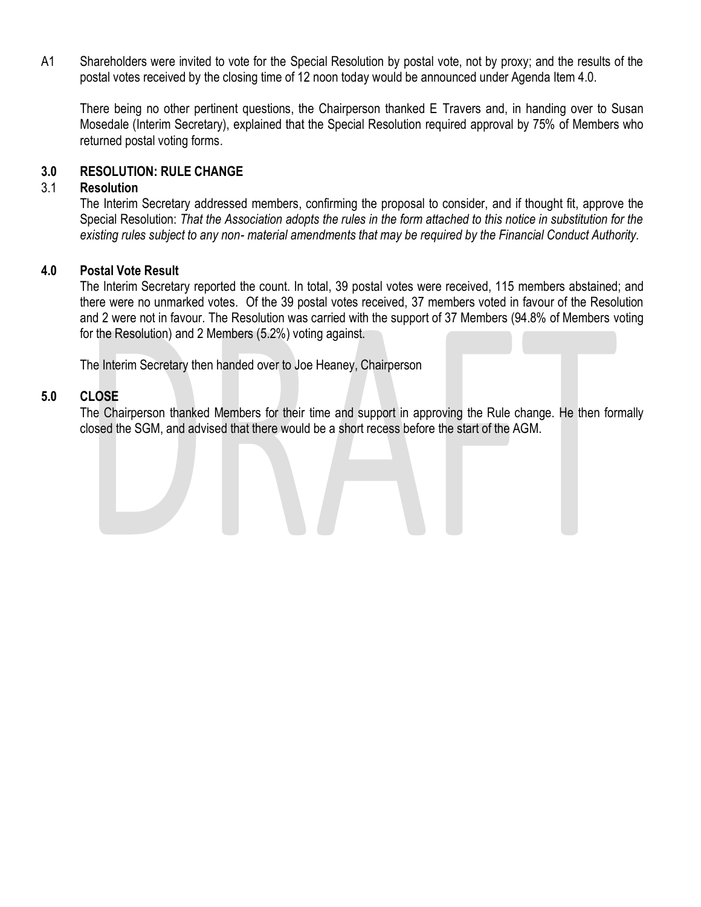A1 Shareholders were invited to vote for the Special Resolution by postal vote, not by proxy; and the results of the postal votes received by the closing time of 12 noon today would be announced under Agenda Item 4.0.

There being no other pertinent questions, the Chairperson thanked E Travers and, in handing over to Susan Mosedale (Interim Secretary), explained that the Special Resolution required approval by 75% of Members who returned postal voting forms.

## 3.0 RESOLUTION: RULE CHANGE

### 3.1 Resolution

The Interim Secretary addressed members, confirming the proposal to consider, and if thought fit, approve the Special Resolution: *That the Association adopts the rules in the form attached to this notice in substitution for the existing rules subject to any non- material amendments that may be required by the Financial Conduct Authority.*

## 4.0 Postal Vote Result

The Interim Secretary reported the count. In total, 39 postal votes were received, 115 members abstained; and there were no unmarked votes. Of the 39 postal votes received, 37 members voted in favour of the Resolution and 2 were not in favour. The Resolution was carried with the support of 37 Members (94.8% of Members voting for the Resolution) and 2 Members (5.2%) voting against.

The Interim Secretary then handed over to Joe Heaney, Chairperson

## 5.0 CLOSE

The Chairperson thanked Members for their time and support in approving the Rule change. He then formally closed the SGM, and advised that there would be a short recess before the start of the AGM.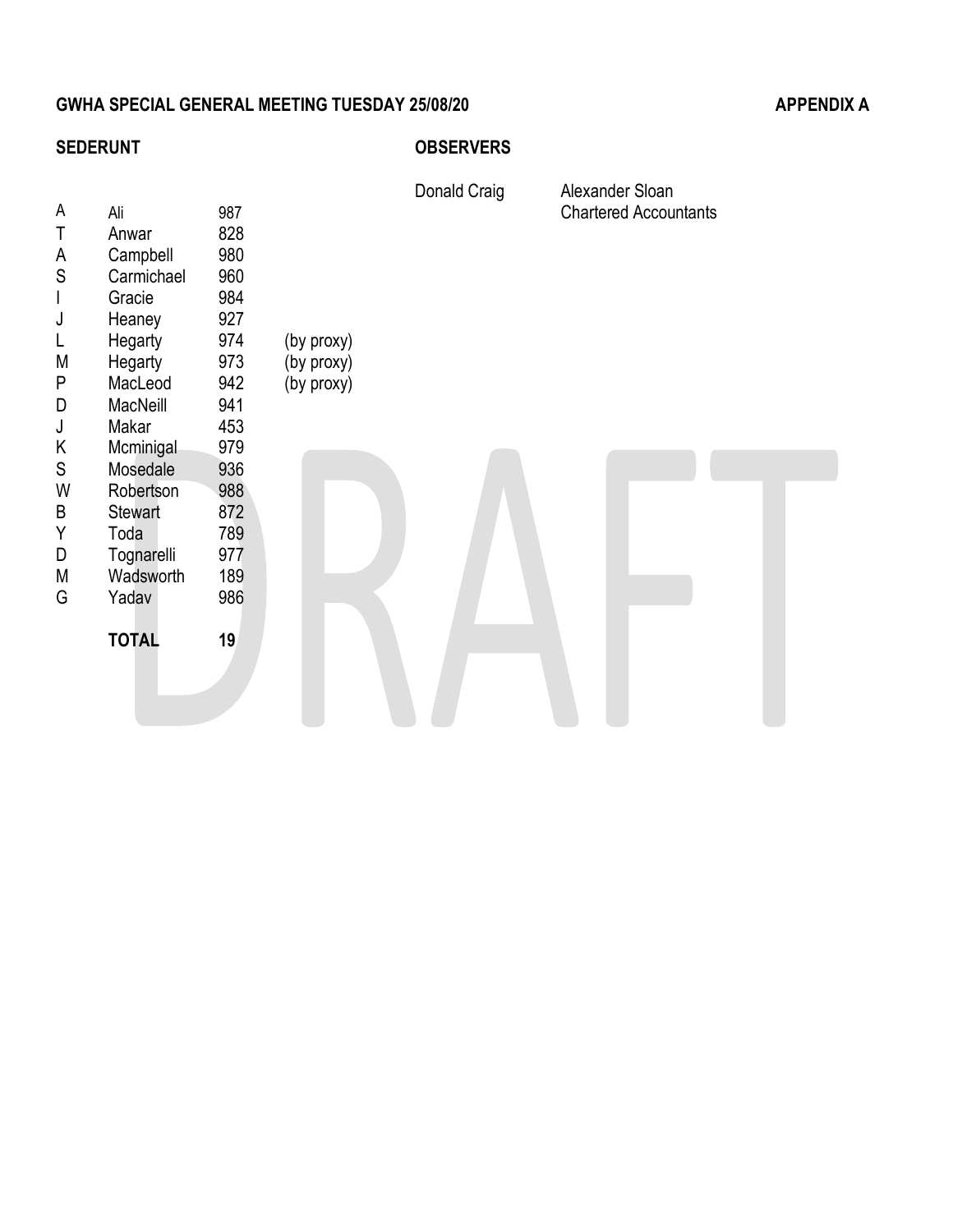**GWHA SPECIAL GENERAL MEETING TUESDAY 25/08/20** **APPENDIX A**

**SEDERUNT**

| | | | |
|---|---|---|---|
| A | Ali | 987 | |
| T | Anwar | 828 | |
| A | Campbell | 980 | |
| S | Carmichael | 960 | |
| I | Gracie | 984 | |
| J | Heaney | 927 | |
| L | Hegarty | 974 | (by proxy) |
| M | Hegarty | 973 | (by proxy) |
| P | MacLeod | 942 | (by proxy) |
| D | MacNeill | 941 | |
| J | Makar | 453 | |
| K | Mcminigal | 979 | |
| S | Mosedale | 936 | |
| W | Robertson | 988 | |
| B | Stewart | 872 | |
| Y | Toda | 789 | |
| D | Tognarelli | 977 | |
| M | Wadsworth | 189 | |
| G | Yadav | 986 | |
| | **TOTAL** | **19** | |

**OBSERVERS**

Donald Craig — Alexander Sloan Chartered Accountants

DRAFT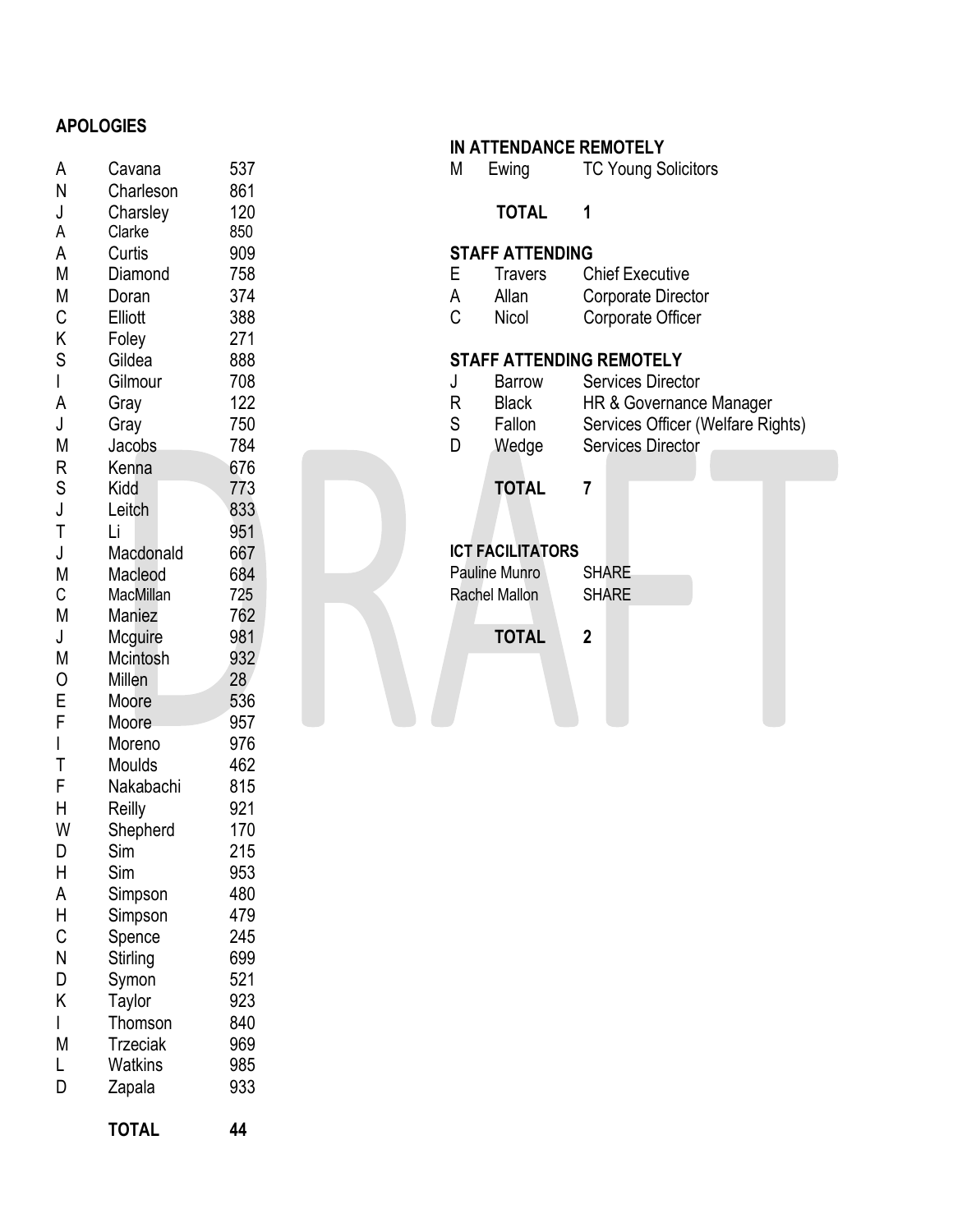## APOLOGIES

| | | |
|---|---|---|
| A | Cavana | 537 |
| N | Charleson | 861 |
| J | Charsley | 120 |
| A | Clarke | 850 |
| A | Curtis | 909 |
| M | Diamond | 758 |
| M | Doran | 374 |
| C | Elliott | 388 |
| K | Foley | 271 |
| S | Gildea | 888 |
| I | Gilmour | 708 |
| A | Gray | 122 |
| J | Gray | 750 |
| M | Jacobs | 784 |
| R | Kenna | 676 |
| S | Kidd | 773 |
| J | Leitch | 833 |
| T | Li | 951 |
| J | Macdonald | 667 |
| M | Macleod | 684 |
| C | MacMillan | 725 |
| M | Maniez | 762 |
| J | Mcguire | 981 |
| M | Mcintosh | 932 |
| O | Millen | 28 |
| E | Moore | 536 |
| F | Moore | 957 |
| I | Moreno | 976 |
| T | Moulds | 462 |
| F | Nakabachi | 815 |
| H | Reilly | 921 |
| W | Shepherd | 170 |
| D | Sim | 215 |
| H | Sim | 953 |
| A | Simpson | 480 |
| H | Simpson | 479 |
| C | Spence | 245 |
| N | Stirling | 699 |
| D | Symon | 521 |
| K | Taylor | 923 |
| I | Thomson | 840 |
| M | Trzeciak | 969 |
| L | Watkins | 985 |
| D | Zapala | 933 |
| | **TOTAL** | **44** |

## IN ATTENDANCE REMOTELY

| | | |
|---|---|---|
| M | Ewing | TC Young Solicitors |
| | **TOTAL** | **1** |

## STAFF ATTENDING

| | | |
|---|---|---|
| E | Travers | Chief Executive |
| A | Allan | Corporate Director |
| C | Nicol | Corporate Officer |

## STAFF ATTENDING REMOTELY

| | | |
|---|---|---|
| J | Barrow | Services Director |
| R | Black | HR & Governance Manager |
| S | Fallon | Services Officer (Welfare Rights) |
| D | Wedge | Services Director |
| | **TOTAL** | **7** |

## ICT FACILITATORS

| | |
|---|---|
| Pauline Munro | SHARE |
| Rachel Mallon | SHARE |
| **TOTAL** | **2** |

DRAFT